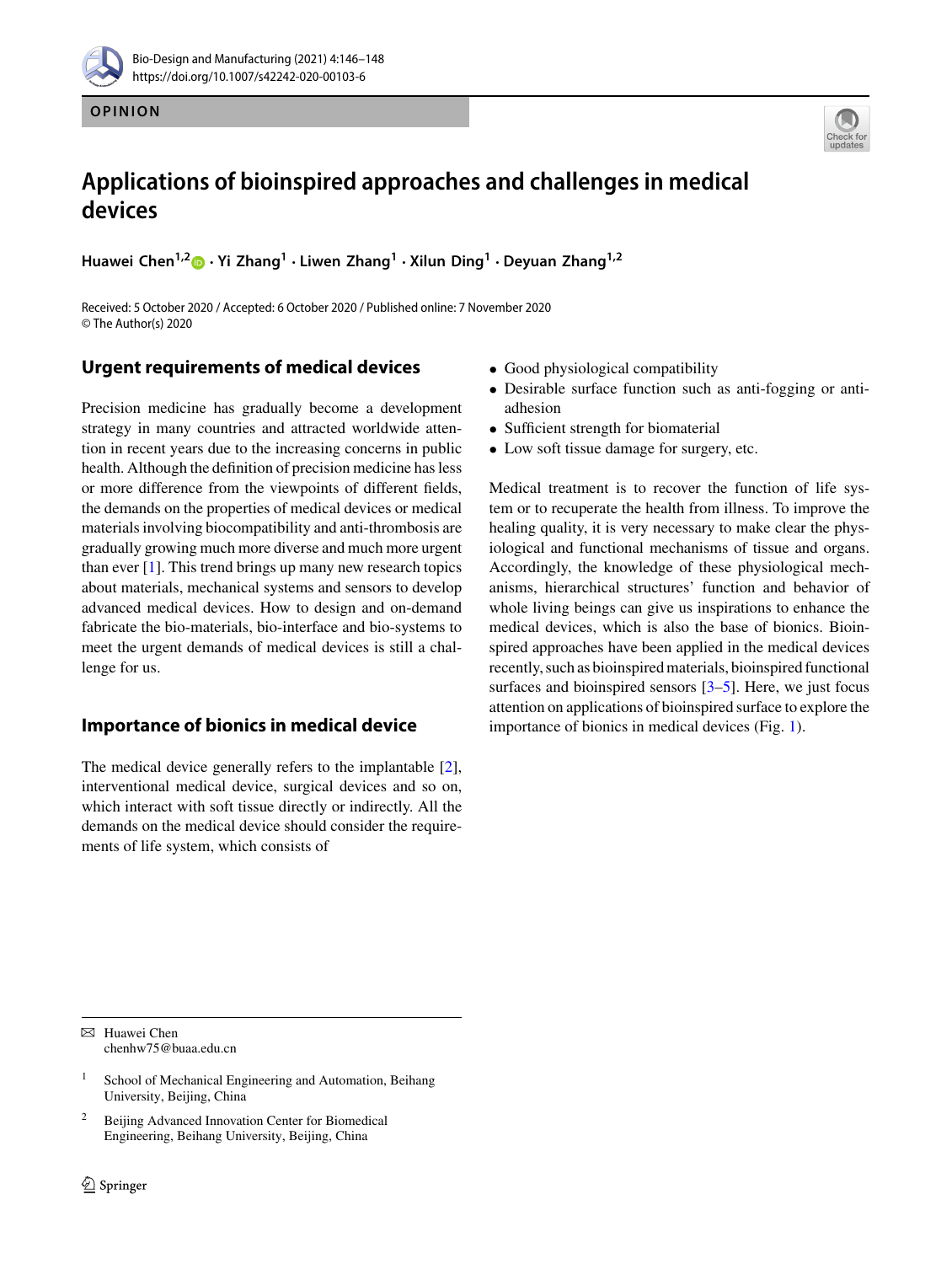OPINION

# Applications of bioinspired approaches and challenges in medical devices

Huawei Chen[1,2] · Yi Zhang[1] · Liwen Zhang[1] · Xilun Ding[1] · Deyuan Zhang[1,2]

Received: 5 October 2020 / Accepted: 6 October 2020 / Published online: 7 November 2020
© The Author(s) 2020

## Urgent requirements of medical devices

Precision medicine has gradually become a development strategy in many countries and attracted worldwide attention in recent years due to the increasing concerns in public health. Although the definition of precision medicine has less or more difference from the viewpoints of different fields, the demands on the properties of medical devices or medical materials involving biocompatibility and anti-thrombosis are gradually growing much more diverse and much more urgent than ever [1]. This trend brings up many new research topics about materials, mechanical systems and sensors to develop advanced medical devices. How to design and on-demand fabricate the bio-materials, bio-interface and bio-systems to meet the urgent demands of medical devices is still a challenge for us.

## Importance of bionics in medical device

The medical device generally refers to the implantable [2], interventional medical device, surgical devices and so on, which interact with soft tissue directly or indirectly. All the demands on the medical device should consider the requirements of life system, which consists of

- Good physiological compatibility
- Desirable surface function such as anti-fogging or anti-adhesion
- Sufficient strength for biomaterial
- Low soft tissue damage for surgery, etc.

Medical treatment is to recover the function of life system or to recuperate the health from illness. To improve the healing quality, it is very necessary to make clear the physiological and functional mechanisms of tissue and organs. Accordingly, the knowledge of these physiological mechanisms, hierarchical structures' function and behavior of whole living beings can give us inspirations to enhance the medical devices, which is also the base of bionics. Bioinspired approaches have been applied in the medical devices recently, such as bioinspired materials, bioinspired functional surfaces and bioinspired sensors [3–5]. Here, we just focus attention on applications of bioinspired surface to explore the importance of bionics in medical devices (Fig. 1).

---

✉ Huawei Chen
chenhw75@buaa.edu.cn

1 School of Mechanical Engineering and Automation, Beihang University, Beijing, China

2 Beijing Advanced Innovation Center for Biomedical Engineering, Beihang University, Beijing, China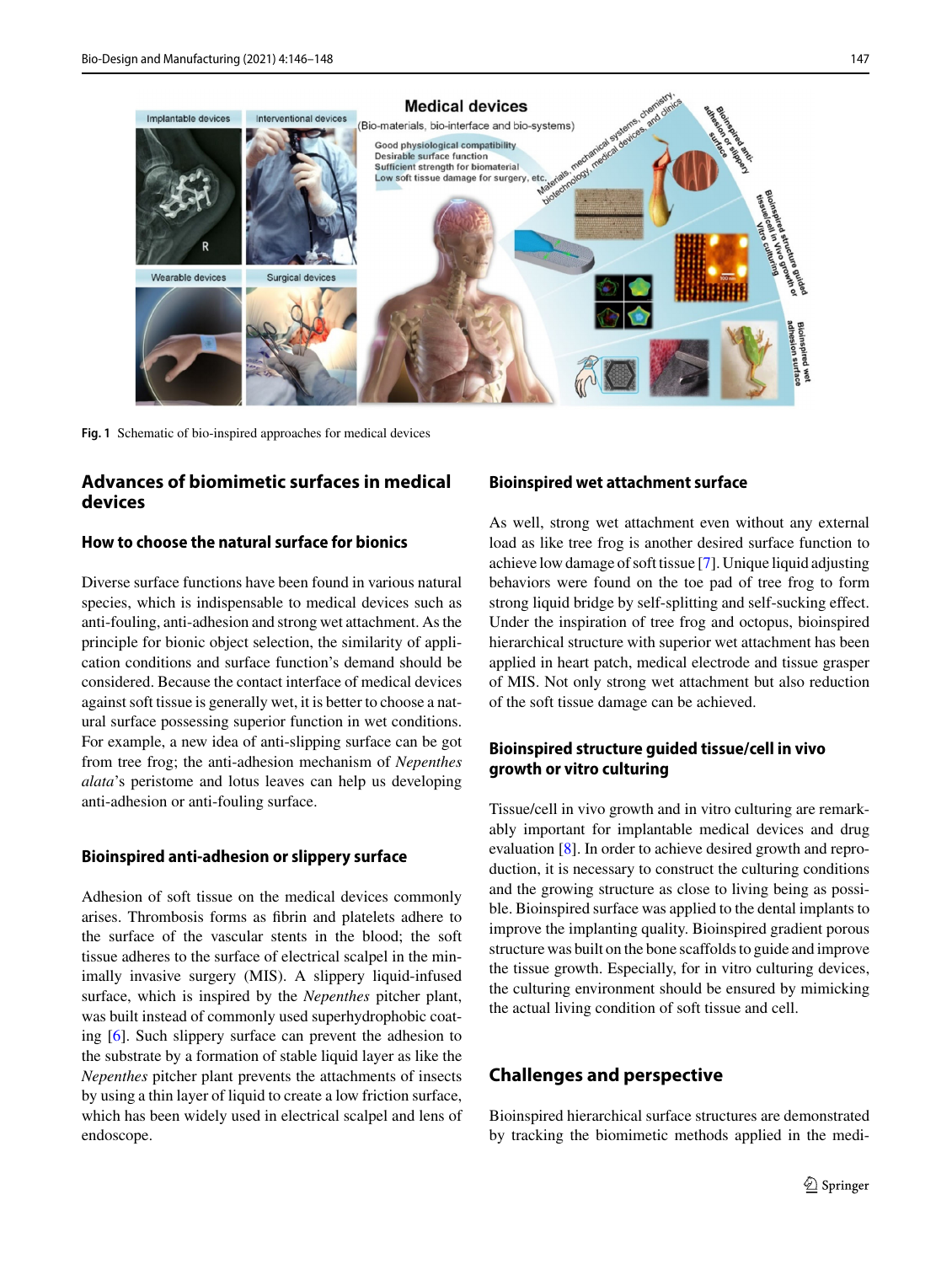Fig. 1 Schematic of bio-inspired approaches for medical devices

## Advances of biomimetic surfaces in medical devices

### How to choose the natural surface for bionics

Diverse surface functions have been found in various natural species, which is indispensable to medical devices such as anti-fouling, anti-adhesion and strong wet attachment. As the principle for bionic object selection, the similarity of application conditions and surface function's demand should be considered. Because the contact interface of medical devices against soft tissue is generally wet, it is better to choose a natural surface possessing superior function in wet conditions. For example, a new idea of anti-slipping surface can be got from tree frog; the anti-adhesion mechanism of *Nepenthes alata*'s peristome and lotus leaves can help us developing anti-adhesion or anti-fouling surface.

### Bioinspired anti-adhesion or slippery surface

Adhesion of soft tissue on the medical devices commonly arises. Thrombosis forms as fibrin and platelets adhere to the surface of the vascular stents in the blood; the soft tissue adheres to the surface of electrical scalpel in the minimally invasive surgery (MIS). A slippery liquid-infused surface, which is inspired by the *Nepenthes* pitcher plant, was built instead of commonly used superhydrophobic coating [6]. Such slippery surface can prevent the adhesion to the substrate by a formation of stable liquid layer as like the *Nepenthes* pitcher plant prevents the attachments of insects by using a thin layer of liquid to create a low friction surface, which has been widely used in electrical scalpel and lens of endoscope.

### Bioinspired wet attachment surface

As well, strong wet attachment even without any external load as like tree frog is another desired surface function to achieve low damage of soft tissue [7]. Unique liquid adjusting behaviors were found on the toe pad of tree frog to form strong liquid bridge by self-splitting and self-sucking effect. Under the inspiration of tree frog and octopus, bioinspired hierarchical structure with superior wet attachment has been applied in heart patch, medical electrode and tissue grasper of MIS. Not only strong wet attachment but also reduction of the soft tissue damage can be achieved.

### Bioinspired structure guided tissue/cell in vivo growth or vitro culturing

Tissue/cell in vivo growth and in vitro culturing are remarkably important for implantable medical devices and drug evaluation [8]. In order to achieve desired growth and reproduction, it is necessary to construct the culturing conditions and the growing structure as close to living being as possible. Bioinspired surface was applied to the dental implants to improve the implanting quality. Bioinspired gradient porous structure was built on the bone scaffolds to guide and improve the tissue growth. Especially, for in vitro culturing devices, the culturing environment should be ensured by mimicking the actual living condition of soft tissue and cell.

## Challenges and perspective

Bioinspired hierarchical surface structures are demonstrated by tracking the biomimetic methods applied in the medi-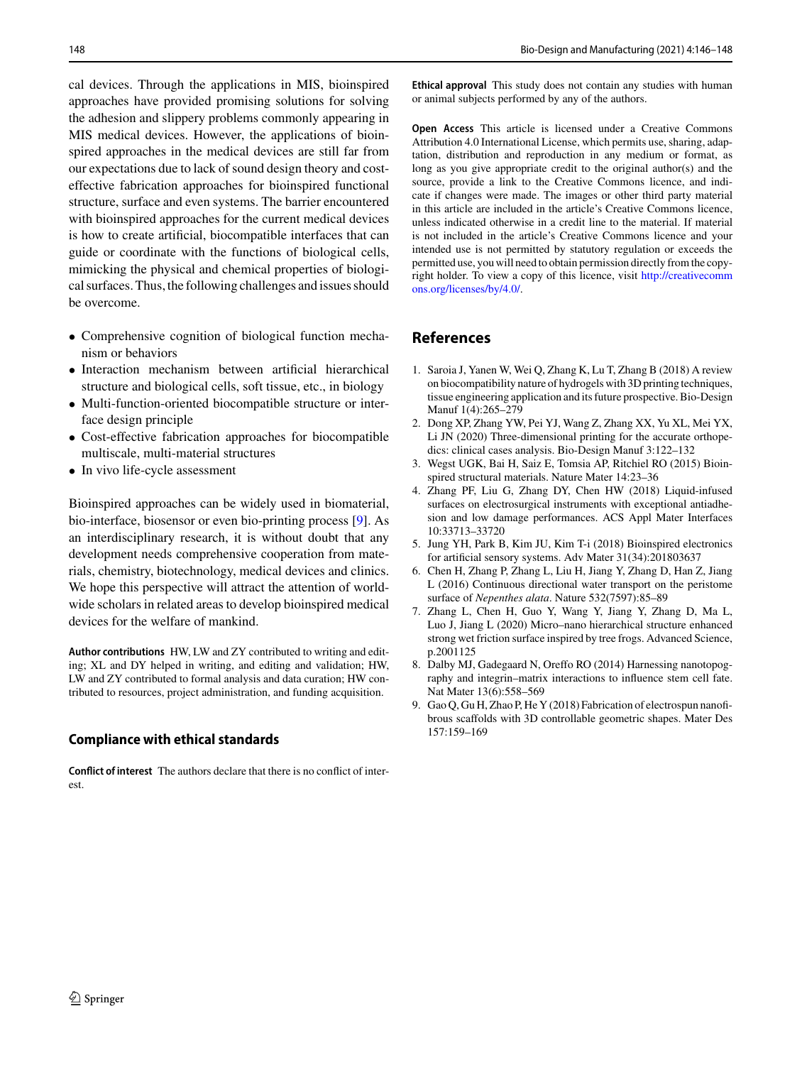cal devices. Through the applications in MIS, bioinspired approaches have provided promising solutions for solving the adhesion and slippery problems commonly appearing in MIS medical devices. However, the applications of bioinspired approaches in the medical devices are still far from our expectations due to lack of sound design theory and cost-effective fabrication approaches for bioinspired functional structure, surface and even systems. The barrier encountered with bioinspired approaches for the current medical devices is how to create artificial, biocompatible interfaces that can guide or coordinate with the functions of biological cells, mimicking the physical and chemical properties of biological surfaces. Thus, the following challenges and issues should be overcome.

- Comprehensive cognition of biological function mechanism or behaviors
- Interaction mechanism between artificial hierarchical structure and biological cells, soft tissue, etc., in biology
- Multi-function-oriented biocompatible structure or interface design principle
- Cost-effective fabrication approaches for biocompatible multiscale, multi-material structures
- In vivo life-cycle assessment

Bioinspired approaches can be widely used in biomaterial, bio-interface, biosensor or even bio-printing process [9]. As an interdisciplinary research, it is without doubt that any development needs comprehensive cooperation from materials, chemistry, biotechnology, medical devices and clinics. We hope this perspective will attract the attention of worldwide scholars in related areas to develop bioinspired medical devices for the welfare of mankind.

**Author contributions** HW, LW and ZY contributed to writing and editing; XL and DY helped in writing, and editing and validation; HW, LW and ZY contributed to formal analysis and data curation; HW contributed to resources, project administration, and funding acquisition.

## Compliance with ethical standards

**Conflict of interest** The authors declare that there is no conflict of interest.

**Ethical approval** This study does not contain any studies with human or animal subjects performed by any of the authors.

**Open Access** This article is licensed under a Creative Commons Attribution 4.0 International License, which permits use, sharing, adaptation, distribution and reproduction in any medium or format, as long as you give appropriate credit to the original author(s) and the source, provide a link to the Creative Commons licence, and indicate if changes were made. The images or other third party material in this article are included in the article's Creative Commons licence, unless indicated otherwise in a credit line to the material. If material is not included in the article's Creative Commons licence and your intended use is not permitted by statutory regulation or exceeds the permitted use, you will need to obtain permission directly from the copyright holder. To view a copy of this licence, visit http://creativecommons.org/licenses/by/4.0/.

## References

1. Saroia J, Yanen W, Wei Q, Zhang K, Lu T, Zhang B (2018) A review on biocompatibility nature of hydrogels with 3D printing techniques, tissue engineering application and its future prospective. Bio-Design Manuf 1(4):265–279
2. Dong XP, Zhang YW, Pei YJ, Wang Z, Zhang XX, Yu XL, Mei YX, Li JN (2020) Three-dimensional printing for the accurate orthopedics: clinical cases analysis. Bio-Design Manuf 3:122–132
3. Wegst UGK, Bai H, Saiz E, Tomsia AP, Ritchiel RO (2015) Bioinspired structural materials. Nature Mater 14:23–36
4. Zhang PF, Liu G, Zhang DY, Chen HW (2018) Liquid-infused surfaces on electrosurgical instruments with exceptional antiadhesion and low damage performances. ACS Appl Mater Interfaces 10:33713–33720
5. Jung YH, Park B, Kim JU, Kim T-i (2018) Bioinspired electronics for artificial sensory systems. Adv Mater 31(34):201803637
6. Chen H, Zhang P, Zhang L, Liu H, Jiang Y, Zhang D, Han Z, Jiang L (2016) Continuous directional water transport on the peristome surface of *Nepenthes alata*. Nature 532(7597):85–89
7. Zhang L, Chen H, Guo Y, Wang Y, Jiang Y, Zhang D, Ma L, Luo J, Jiang L (2020) Micro–nano hierarchical structure enhanced strong wet friction surface inspired by tree frogs. Advanced Science, p.2001125
8. Dalby MJ, Gadegaard N, Oreffo RO (2014) Harnessing nanotopography and integrin–matrix interactions to influence stem cell fate. Nat Mater 13(6):558–569
9. Gao Q, Gu H, Zhao P, He Y (2018) Fabrication of electrospun nanofibrous scaffolds with 3D controllable geometric shapes. Mater Des 157:159–169